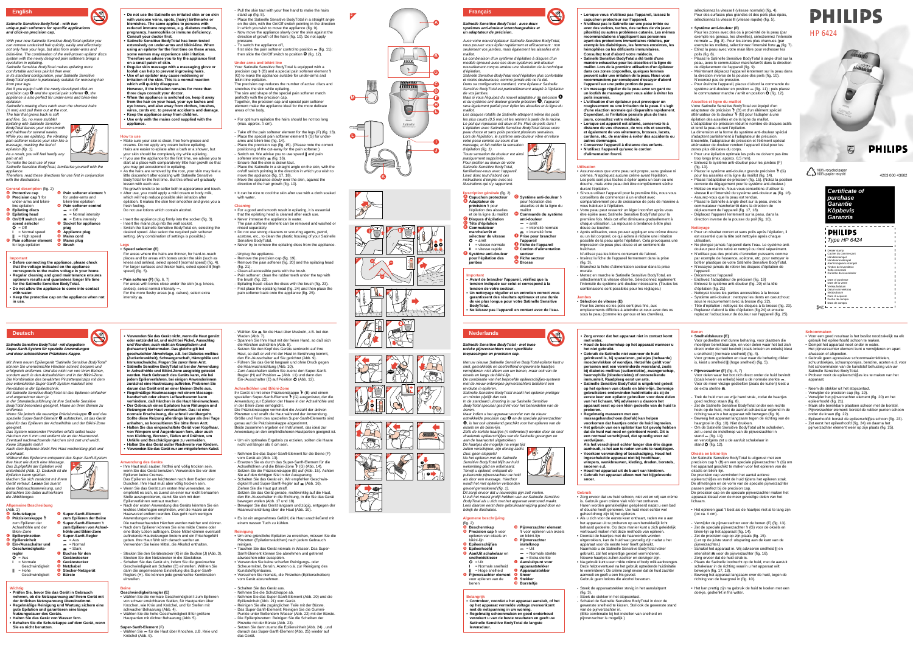# English

*Satinelle Sensitive BodyTotal - with two unique pain softeners for specific applications and an extra precision cap.*

With your new Satinelle Sensitive BodyTotal epilator you can remove undesired hair quickly, easily and effectively, not only from your legs, but also from under-arms and bikini-line. The combination of the well-proven epilator discs system with the newly designed pain softeners brings a revolution in epilating.

Satinelle Sensitive BodyTotal makes epilating more comfortable and less painful than ever.

In its standard configuration, your Satinelle Sensitive BodyTotal epilator is particularly suitable for removing hair from your legs.

But if you equip it with the newly developed click-on precision cap ❷ and the special pain softener ❷, the appliance is also perfect for under-arms and bikini-line epilation.

Satinelle's rotating discs catch even the shortest hairs (½ mm) and pull them out at the root.

The hair that grows back is soft and fine. So, no more stubble!

Epilating with Satinelle Sensitive BodyTotal leaves your skin smooth and hairfree for several weeks.

While you are epilating, the vibrating pain softener relaxes your skin like a massage, masking the feel of epilation (a).

As a result, you will feel hardly any pain at all.

To make the best use of your Satinelle Sensitive BodyTotal, familiarise yourself with the appliance.

Therefore, read these directions for use first in conjunction with the illustrations.

## General description (fig. 2)

- **A** Protective cap
- **B** Precision cap for under-arms and bikini-line epilation
- **C** Epilating discs
- **D** Epilating head
- **E** On/Off switch and speed selector
  - O = Off
  - I = Normal speed
  - II = High speed
- **F** Pain softener element for legs epilation
- **G** Pain softener element for under-arms and bikini-line epilation
- **H** Pain softener control
  - ▬ = Off
  - ▬ = Normal intensity
  - ▬ = Extra intensity
- **I** Socket for appliance plug
- **J** Appliance plug
- **K** Mains cord
- **L** Mains plug
- **M** Brush

## Important

- **Before connecting the appliance, please check that the voltage indicated on the appliance corresponds to the mains voltage in your home.**
- **Regular cleaning and good maintenance ensures optimum results and guarantees longer life time for the Satinelle Sensitive BodyTotal.**
- **Do not allow the appliance to come into contact with water.**
- **Keep the protective cap on the appliance when not in use.**
- **Do not use the Satinelle on irritated skin or on skin with varicose veins, spots, (hairy) birthmarks or blemishes. The same applies to persons with reduced immune response, e.g. diabetes mellitus, pregnancy, haemophilia or immune deficiency. Consult your doctor first.**
- **Satinelle Sensitive BodyTotal has been tested extensively on under-arms and bikini-line. When using an epilator for the first time on these areas, some women may experience skin irritation. Therefore we advise you to try the appliance first on a small patch of skin.**
- **Regular skin massage with a massaging glove or loofah can help to prevent ingrowing hairs.**
- **Use of an epilator may cause reddening or irritation of the skin. This is a normal reaction which will quickly disappear. However, if the irritation remains for more than three days consult your doctor.**
- **When the appliance is switched on, keep it away from the hair on your head, your eye lashes and eye brows, and also away from clothes, brushes, wires, cords etc. to prevent accidents and damage.**
- **Keep the appliance away from children.**
- **Use only with the mains cord supplied with the appliance.**

## How to use

- Make sure your skin is clean, free from grease and creams. Do not apply any cream before epilating. Hairs are easier to epilate after a bath or a shower, but your skin should be completely dry while epilating.
- If you use the appliance for the first time, we advise you to start at a place with comparatively little hair growth so that you may get accustomed to epilating.
- As the hairs are removed by the root, your skin may feel a little discomfort after epilating with Satinelle Sensitive BodyTotal for the first time. But this effect will gradually lessen with each use. Re-growth tends to be softer both in appearance and touch.
- After use, you could apply a mild cream or body milk, which will help reduce possible skin irritation after epilation. It makes the skin feel smoother and gives you a fresh feeling. Do not use lotions which contain alcohol.

- Insert the appliance plug firmly into the socket (fig. 3).
- Insert the mains plug into the wall socket.
- Switch the Satinelle Sensitive BodyTotal on, selecting the desired speed. Also select the required pain softener setting. (Any combination of settings is possible.)

### Legs

- **Speed selection (E)**

For areas where the hairs are thinner, for hard-to-reach places and for areas with bones under the skin (such as knees and ankles), select speed I (normal speed) (fig. 4). For larger surfaces and thicker hairs, select speed II (high speed) (fig. 5).

- **Pain softener (F)** (fig. 6, 7)

For areas with bones close under the skin (e.g. knees, ankles), select normal intensity ▬.

For the more fleshy areas (e.g. calves), select extra intensity ▬.

- Pull the skin taut with your free hand to make the hairs stand up (fig. 8).
- Place the Satinelle Sensitive BodyTotal in a straight angle on the skin, with the On/Off switch pointing in the direction in which you wish to move the appliance (fig. 9).
- Now move the appliance slowly over the skin against the direction of growth of the hairs (fig. 10). Do not apply pressure.
- To switch the appliance off, first slide the pain softener control to position ▬ (fig. 11), then slide the On/Off switch to position O (fig. 12).

### Under arms and bikini line

Your Satinelle Sensitive BodyTotal is equipped with a precision cap (B) and a special pain softener element (G) to make the appliance suitable for under-arms and bikini-line epilation.

The precision cap reduces the number of active discs and stretches the skin while epilating.

The size and shape of the special pain softener match perfectly with the precision cap.

Together, the precision cap and special pain softener element make the appliance ideal for the more delicate areas of the body.

- For optimum epilation the hairs should be not too long (max. approx. 3 cm).

- Take off the pain softener element for the legs (F) (fig. 13).
- Place the special pain softener element (G) for under-arms and bikini-line (fig. 14).
- Place the precision cap (fig. 15). (Please note the correct positioning of the cut-away for the pain softener.)
- Switch on. We advise you to use speed I and pain softener intensity ▬ (fig. 16).
- Ensure that the skin is drawn taut.
- Place the Satinelle in a straight angle on the skin, with the on/off switch pointing in the direction in which you wish to move the appliance (fig. 17, 18).
- Move the appliance slowly over the skin, against the direction of the hair growth (fig. 10).

- It can be nice to cool the skin after use with a cloth soaked with water.

## Cleaning

- For a good and smooth result in epilating, it is essential that the epilating head is cleaned after each use.
- Never immerse the appliance in water. The pain softener element can be removed and washed or rinsed separately.
- Do not use strong cleaners or scouring agents, petrol, acetone, etc., to clean the plastic housing of your Satinelle Sensitive BodyTotal.
- Never try to remove the epilating discs from the appliance.

- Unplug the appliance.
- Remove the precision cap (fig. 19).
- Remove the pain softener (fig. 20) and the epilating head (fig. 21).
- Clean all accessible parts with the brush.
- Pain softener: clean the rubber teeth under the tap with the brush (fig. 22).
- Epilating head: clean the discs with the brush (fig. 23).
- First place the epilating head (fig. 24) and then place the pain softener back onto the appliance (fig. 25).

# Français

*Satinelle Sensitive BodyTotal - avec deux systèmes anti-douleur interchangeables et un adaptateur de précision.*

Avec votre nouvel épilateur Satinelle Sensitive BodyTotal, vous pouvez vous épiler rapidement et efficacement : non seulement vos jambes, mais également les aisselles et le maillot.

La combinaison d'un système d'épilation à disques d'un modèle éprouvé avec ces deux systèmes anti-douleur nouvellement conçus amène une révolution de la technique d'épilation.

Satinelle Sensitive BodyTotal rend l'épilation plus confortable et moins douloureuse, comme jamais elle ne l'a été.

Dans sa configuration standard, votre épilateur Satinelle Sensitive BodyTotal est particulièrement adapté à l'épilation de vos jambes.

Mais si vous l'équipez du nouvel adaptateur de précision ❷ et du système anti-douleur grande précision ❷, l'appareil sera également parfait pour épiler les aisselles et la ligne du maillot.

Les disques rotatifs de Satinelle attrapent même les poils les plus courts (0,5 mm) et les retirent à partir de la racine. Le poil qui repousse est doux et fin. Plus de poils durs ! L'épilation avec Satinelle Sensitive BodyTotal laisse votre peau douce et sans poils pendant plusieurs semaines.

Lors de l'épilation, le système anti-douleur vibre et relaxe votre peau comme un massage, ce qui permet de masquer la sensation d'épilation (a).

Toute sensation de douleur est ainsi pratiquement supprimée.

Pour profiter au mieux de votre Satinelle Sensitive BodyTotal, familiarisez-vous avec l'appareil. Lisez donc tout d'abord ces instructions d'emploi avec les illustrations qui s'y rapportent.

## Description générale (fig. 2)

- **A** Capuchon protecteur
- **B** Adaptateur de précision pour l'épilation des aisselles et de la ligne du maillot
- **C** Disques d'épilation
- **D** Tête d'épilation
- **E** Commutateur marche/arrêt et sélecteur de vitesse
  - O = arrêt
  - I = vitesse normale
  - II = vitesse rapide
- **F** Système anti-douleur pour l'épilation des jambes
- **G** Système anti-douleur pour l'épilation des aisselles et de la ligne du maillot
- **H** Commande du système anti-douleur
  - ▬ = arrêt
  - ▬ = intensité normale
  - ▬ = intensité forte
- **I** Prise pour brancher l'appareil
- **J** Fiche de l'appareil
- **K** Cordon d'alimentation secteur
- **L** Fiche secteur
- **M** Brosse

## Important

- **Avant de brancher l'appareil, vérifiez que la tension indiquée sur celui-ci correspond à la tension de votre secteur.**
- **Un nettoyage régulier et un entretien correct vous garantissent des résultats optimaux et une durée de vie plus longue pour votre Satinelle Sensitive BodyTotal.**
- **Ne laissez pas l'appareil en contact avec de l'eau.**
- **Lorsque vous n'utilisez pas l'appareil, laissez le capuchon protecteur sur l'appareil.**
- **N'utilisez pas le Satinelle sur une peau irritée ou avec des varices, taches, des taches de vin (avec pilosités) ou autres problèmes cutanés. Les mêmes recommandations s'appliquent aux personnes ayant des protections immunitaires réduites, par exemple les diabétiques, les femmes enceintes, les hémophiles ou les déficients immunitaires. Consultez tout d'abord votre médecin.**
- **Satinelle Sensitive BodyTotal a été testé d'une manière exhaustive pour les aisselles et la ligne de maillot. Lors de la première utilisation d'un épilateur dans ces zones corporelles, quelques femmes peuvent subir une irritation de la peau. Nous vous recommandons par conséquent d'essayer d'abord l'appareil sur une petite portion de peau.**
- **Un massage régulier de la peau avec un gant ou un louffa peut vous aider à éviter les poils incarnés.**
- **L'utilisation d'un épilateur peut provoquer un rougissement ou une irritation de la peau. Il s'agit d'une réaction normale qui disparaîtra rapidement. Cependant, si l'irritation persiste plus de trois jours, consultez votre médecin.**
- **Lorsque cet appareil est allumé, conservez-le à distance de vos cheveux, de vos cils et sourcils, et également de vos vêtements, brosses, lacets, cordons, etc. de manière à éviter des accidents ou autres dommages.**
- **Conservez l'appareil à distance des enfants.**
- **N'utilisez l'appareil qu'avec le cordon d'alimentation fourni.**

## Utilisation

- Assurez-vous que votre peau soit propre, sans graisse ni crèmes. N'appliquez aucune crème avant l'épilation. Les poils sont plus faciles à épiler après un bain ou une douche, mais votre peau doit être complètement sèche durant l'épilation.
- Si vous utilisez l'appareil pour la première fois, nous vous conseillons de commencer à un endroit avec comparativement peu de croissance de poils de manière à vous habituer à l'épilation.
- Votre peau peut ressentir un léger inconfort après vous être épilée avec Satinelle Sensitive BodyTotal pour la première fois. Mais cet effet diminuera graduellement à chaque utilisation. La repousse a tendance à être plus douce au toucher.
- Après utilisation, vous pouvez appliquer une crème douce ou un lait corporel, ce qui aidera à réduire une irritation possible de la peau après l'épilation. Cela provoquera une impression de peau plus douce et un sentiment de fraîcheur.

N'utilisez pas les lotions contenant de l'alcool.

- Insérez la fiche de l'appareil fermement dans la prise (fig. 3).
- Branchez la fiche d'alimentation secteur dans la prise murale.
- Mettez en marche la Satinelle Sensitive BodyTotal, en sélectionnant la vitesse désirée. Sélectionnez également l'intensité du système anti-douleur nécessaire. (Toutes les combinaisons sont possibles pour les réglages.)

### Jambes

- **Sélection de vitesse (E)**

Pour les zones où les poils sont plus fins, aux emplacements difficiles à atteindre et ceux avec des os sous la peau (comme les genoux et les chevilles), sélectionnez la vitesse I (vitesse normale) (fig. 4). Pour des surfaces plus grandes et des poils plus épais, sélectionnez la vitesse II (vitesse rapide) (fig. 5).

- **Système anti-douleur (F)**

Pour les zones avec des os à proximité de la peau (par exemple les genoux, les chevilles), sélectionnez l'intensité normale ▬ (fig. 6). Pour les zones plus charnues (par exemple les mollets), sélectionnez l'intensité forte ▬ (fig. 7).

- Étirez la peau avec votre main libre pour redresser les poils (fig. 8).
- Placez le Satinelle Sensitive BodyTotal à angle droit sur la peau, avec le commutateur marche/arrêt dans la direction du déplacement de l'appareil (fig. 9).
- Maintenant déplacez l'appareil lentement sur la peau dans la direction inverse de la pousse des poils (fig. 10). N'exercez pas de pression.
- Pour éteindre l'appareil, placez d'abord la commande du système anti-douleur en position ▬ (fig. 11) ; puis placez le commutateur marche / arrêt en position O (fig. 12).

### Aisselles et ligne du maillot

Votre Satinelle Sensitive BodyTotal est équipé d'un adaptateur de précision (B) et d'un élément spécial atténuateur de la douleur (G) pour l'adapter à une épilation des aisselles et de la ligne du maillot.

L'adaptateur de précision réduit le nombre de disques actifs et tend la peau durant l'épilation.

La dimension et la forme du système anti-douleur spécial s'adaptent parfaitement à l'adaptateur de précision. Ensemble, l'adaptateur de précision et l'élément spécial atténuateur de douleur rendent l'appareil idéal pour les zones plus délicates du corps.

- Pour une épilation optimale les poils ne doivent pas être trop longs (max. approx. 0,5 mm).

- Enlevez le système anti-douleur pour les jambes (F) (fig. 13).
- Placez le système anti-douleur grande précision (G) pour les aisselles et la ligne du maillot (fig. 14).
- Placez l'adaptateur de précision (fig. 15). (Notez la position correcte du dégagement pour le système anti-douleur.)
- Mettez en marche. Nous vous conseillons d'utiliser la vitesse I et l'intensité du système anti-douleur ▬ (fig. 16).
- Assurez-vous que la peau est tendue.
- Placez le Satinelle à angle droit sur la peau, avec le commutateur marche/arrêt dans la direction de déplacement de l'appareil (fig. 17, 18).
- Déplacez l'appareil lentement sur la peau, dans la direction inverse de la pousse du poil (fig. 10).

## Nettoyage

- Pour un résultat correct et sans poils après l'épilation, il est essentiel que la tête soit nettoyée après chaque utilisation.
- Ne plongez jamais l'appareil dans l'eau. Le système anti-douleur peut être retiré et nettoyé ou rincé séparément.
- N'utilisez pas des produits d'entretien puissants comme par exemple de l'essence, acétone, etc. pour nettoyer le boîtier plastique de votre Satinelle Sensitive BodyTotal.
- N'essayez jamais de retirer les disques d'épilation de l'appareil.

- Déconnectez l'appareil.
- Enlevez l'adaptateur de précision (fig. 19)
- Enlevez le système anti-douleur (fig. 20) et la tête d'épilation (fig. 21).
- Nettoyez toutes les parties accessibles à la brosse.
- Système anti-douleur : nettoyez les dents en caoutchouc sous le recouvrement avec la brosse (fig. 22).
- Tête d'épilation : nettoyez les disques à la brosse (fig. 23).
- Replacez d'abord la tête d'épilation (fig.24) et ensuite replacez l'adoucisseur de douleur sur l'appareil (fig. 25).

# PHILIPS

HP 6424

100% recycled paper
100% papier recyclé

4203 000 43602

## Certificate of purchase
## Garantie
## Köpbevis
## Garanzia

**PHILIPS**

Type HP 6424

Dealer stamp
Cachet du commerçant
Händlerstempel
Handelarstempel
Återförsäljarens stämpel
Timbro del rivenditore
Sello del distribuidor
Carimbo do revendedor

Date of purchase
Date de la vente
Verkaufsdatum
Datum van verkoop
Inköpsdatum
Data d'acquisto
Fecha de compra
Data de compra

# Deutsch

*Satinelle Sensitive BodyTotal - mit doppeltem Super-Sanft-System für spezielle Anwendungen und einer aufsteckbaren Präzisions-Kappe.*

Mit Ihrem neuen Epiliergerät "Satinelle Sensitive BodyTotal" können Sie unerwünschte Härchen schnell, bequem und erfolgreich entfernen. Und das nicht nur von Ihren Beinen, sondern auch in den Achselhöhlen und in der Bikini-Zone. Die Kombination des bewährten Pinzettenprinzips mit dem neu entwickelten Super-Sanft-System markiert eine Revolution in der Epiliertechnik.

Mit Satinelle Sensitive BodyTotal ist das Epilieren einfacher und angenehmer denn je.

In der Standardausführung ist Ihre Satinelle Sensitive BodyTotal besonders geeignet, Haare an Ihren Beinen zu entfernen.

Wenn Sie jedoch die neuartige Präzisionskappe ❷ und das spezielle Super-Sanft-Element ❷ aufstecken, ist das Gerät ideal für das Epilieren der Achselhöhle und der Bikini-Zone geeignet.

Das System rotierender Pinzetten erfaßt selbst kurze Härchen von ½ mm und entfernt sie an der Haarwurzel. Eventuell nachwachsende Härchen sind zart und weich. Keine Stoppeln mehr!

Nach dem Epilieren bleibt Ihre Haut wochenlang glatt und unbehaart.

Während des Epilierens entspannt das Super-Sanft-System Ihre Haut wie durch eine Massage. Das Zupfgefühl der Epilation wird unterdrückt (Abb. 1). Dadurch ist die Epilation kaum spürbar.

Machen Sie sich zunächst mit Ihrem Gerät vertraut. Lesen Sie zuerst diese Gebrauchsanweisung, und betrachten Sie dabei aufmerksam die Abbildungen.

## Allgemeine Beschreibung (Abb. 2)

- **A** Schutzkappe
- **B** Präzisionskappe zum Epilieren der Achselhöhle und der Bikini-Zone
- **C** Epilierpinzetten
- **D** Epilierteinheit
- **E** Ein-/Ausschalter und Geschwindigkeits-regler
  - O = Aus
  - I = Normale Geschwindigkeit
  - II = Hohe Geschwindigkeit
- **F** Super-Sanft-Element zum Epilieren der Beine
- **G** Super-Sanft-Element zum Epilieren von Achsel-höhle und Bikini-Zone
- **H** Super-Sanft-Regler
  - ▬ = Aus
  - ▬ = Normal
  - ▬ = Stark
- **I** Buchse für den Gerätestecker
- **J** Gerätestecker
- **K** Netzkabel
- **L** Stecker-Netzgerät
- **M** Bürste

## Wichtig

- **Prüfen Sie, bevor Sie das Gerät in Gebrauch nehmen, ob die Netzspannung auf Ihrem Gerät mit der örtlichen Netzspannung übereinstimmt.**
- **Regelmäßige Reinigung und Wartung sichern eine gute Epilation und garantieren eine lange Nutzungsdauer des Geräts.**
- **Halten Sie das Gerät von Wasser fern.**
- **Behalten Sie die Schutzkappe auf dem Gerät, wenn Sie es nicht benutzen.**
- **Verwenden Sie das Gerät nicht, wenn die Haut gereizt oder entzündet ist, und nicht bei Pickel, Krampfadern und Wunden; auch nicht an Krampfadern und (behaarten) Muttermalen. Das gleiche gilt bei geschwächter Abwehrlage, z.B. bei Diabetes mellitus (Zuckerkrankheit), Schwangerschaft, Hämophilie und Immunschwäche. Fragen Sie zuvor Ihren Arzt.**
- **Satinelle Sensitive BodyTotal ist bei der Anwendung in Achselhöhle und Bikini-Zone ausgiebig getestet worden. Nach Gebrauch des Geräts kann, wie bei jedem Epilierverfahren, bei einigen Anwenderinnen zunächst eine Hautreizung auftreten. Probieren Sie darum das Gerät erst an einer kleinen Stelle aus.**
- **Regelmäßige Hautmassage mit einem Massage-Handschuh oder einem Luffaschwamm kann verhindern, daß Härchen in die Haut hineinwachsen.**
- **Der Gebrauch eines Epilators kann Rötungen und Reizungen der Haut verursachen. Das ist eine normale Erscheinung, die schnell vorübergeht. Sollte diese Reizung allerdings länger als drei Tage anhalten, so konsultieren Sie bitte Ihren Arzt.**
- **Halten Sie das eingeschaltete Gerät vom Kopfhaar, von Wimpern und Augenbrauen fern, aber auch von Kleidung, Bürsten, Fäden und Drähten, um Unfälle und Beschädigungen zu vermeiden.**
- **Halten Sie das Gerät außer Reichweite von Kindern.**
- **Verwenden Sie das Gerät nur mit mitgeliefertem Kabel.**

## Anwendung des Geräts

- Ihre Haut muß sauber, fettfrei und völlig trocken sein, wenn Sie das Gerät benutzen. Verwenden Sie vor dem Epilieren keine Cremes. Das Epilieren ist am leichtesten nach dem Baden oder Duschen. Ihre Haut muß aber völlig trocken sein.
- Wenn Sie das Gerät zum ersten Mal verwenden, so empfiehlt es sich, es zuerst an einer nur leicht behaarten Stelle auszuprobieren, damit Sie sich mit dem Epilierverfahren vertraut machen.
- Nach der ersten Anwendung des Geräts könnten Sie ein leichtes Unbehagen empfinden, weil die Haare an der Haarwurzel entfernt werden. Das geht nach wenigen Anwendungen vorüber. Die nachwachsenden Härchen werden weicher und dünner.
- Nach dem Epilieren können Sie eine milde Creme oder eine Body Lotion auftragen. Diese Mittel können eventuell auftretende Hautreizungen lindern und ein Frischegefühl geben. Ihre Haut fühlt sich danach sanfter an. Verwenden Sie keine Mittel, die Alkohol enthalten.

- Stecken Sie den Gerätestecker (K) in die Buchse (J) (Abb. 3).
- Stecken Sie den Netzstecker in die Steckdose.
- Schalten Sie das Gerät ein, indem Sie die gewünschte Geschwindigkeit am Schalter (E) einstellen. Wählen Sie dann die angemessene Einstellung des Super-Sanft-Reglers (H). Sie können jede gewünschte Kombination einstellen.

### Beine

**Geschwindigkeitsregler (E)**

- Wählen Sie die normale Geschwindigkeit I zum Epilieren von schwer erreichbaren Stellen, für Hautpartien über Knochen, wie Knie und Knöchel, und für Stellen mit schwacher Behaarung (Abb. 4).
- Wählen Sie die hohe Geschwindigkeit II für größere Hautpartien mit dichter Behaarung (Abb. 5).

**Super-Sanft-Element** (F)

- Wählen Sie ▬ für die Haut über Knochen, z.B. Knie und Knöchel (Abb. 6).
- Wählen Sie ▬ für die Haut über Muskeln, z.B. bei den Waden (Abb. 7).
- Spannen Sie Ihre Haut mit der freien Hand, so daß sich die Härchen aufrichten (Abb. 8).
- Setzen Sie den Kopf des Geräts senkrecht auf Ihre Haut, so daß er voll mit der Haut in Berührung kommt, den Ein-/Ausschalter auf Sie gerichtet (Abb. 9).
- Führen Sie das Gerät langsam und ohne Druck gegen die Haarwuchsrichtung (Abb. 10).
- Zum Ausschalten stellen Sie zuerst den Super-Sanft-Regler (H) auf Position ▬ (Abb. 11) und dann den Ein-/Ausschalter (E) auf Position O (Abb. 12).

### Achselhöhlen und Bikini-Zone

Ihr Gerät ist mit einer Präzisionskappe (B) und einem speziellen Super-Sanft-Element (G) ausgerüstet, der die Anwendung zur Epilation der Haare in der Achselhöhle und in der Bikini-Zone ermöglicht.

Die Präzisionskappe vermindert die Anzahl der aktiven Pinzetten und strafft die Haut während der Epilation. Größe und Form des speziellen Super-Sanft-Elements sind genau auf die Präzisionskappe abgestimmt.

Beide zusammen ergeben ein Instrument, das ideal zur Anwendung an den empfindlicheren Hautpartien geeignet ist.

- Um ein optimales Ergebnis zu erzielen, sollten die Haare nicht viel länger als ½ cm sein.

- Nehmen Sie das Super-Sanft-Element für die Beine (F) vom Gerät ab (Abb. 13).
- Ersetzen Sie es durch das Super-Sanft-Element für die Achselhöhle und die Bikini-Zone (G) (Abb. 14).
- Setzen Sie die Präzisionskappe (B) auf (Abb. 15). Achten Sie auf den richtigen Sitz in der Aussparung.
- Schalten Sie das Gerät ein. Wir empfehlen Geschwindigkeit I und Super-Sanft-Regler auf ▬ (Abb. 16). Ziehen Sie die Haut gut straff.
- Setzen Sie das Gerät gerade, rechtwinklig auf die Haut, den Ein-/Ausschalter in die Richtung, in die Sie das Gerät bewegen wollen (Abb. 17 und 18).
- Bewegen Sie das Gerät langsam und zügig, entgegen der Haarwuchsrichtung über die Haut (Abb. 10).

- Es ist ein angenehmes Gefühl, die Haut anschließend mit einem nassen Tuch zu kühlen.

## Reinigung

- Um eine gründliche Epilation zu erreichen, müssen Sie die Pinzetten (Epilationsrädchen) nach jedem Gebrauch reinigen.
- Tauchen Sie das Gerät niemals in Wasser. Das Super-Sanft-Element können Sie abnehmen und getrennt abwaschen oder ausspülen.
- Verwenden Sie keine scharfen Reinigungs- oder Scheuermittel, Benzin, Aceton o.ä. zur Reinigung des Kunststoffgehäuses.
- Versuchen Sie niemals, die Pinzetten (Epilierscheiben) vom Gerät abzunehmen.

- Schalten Sie das Gerät aus.
- Nehmen Sie die Schutzkappe ab.
- Nehmen Sie das Super-Sanft-Element (Abb. 20) und die Epiliereinheit (Abb. 21) vom Gerät.
- Reinigen Sie alle zugänglichen Teile mit der Bürste.
- Das Super-Sanft-Element: Reinigen Sie die Gummi-Punkte unter fließendem Wasser (Abb. 22) mit der Bürste.
- Die Epilierpinzetten: Reinigen Sie die Scheiben der Pinzette mit der Bürste (Abb. 23).
- Setzen Sie dann zuerst die Epiliereinheit (Abb. 24) und danach das Super-Sanft-Element (Abb. 25) wieder auf das Gerät.

# Nederlands

*Satinelle Sensitive BodyTotal - met twee unieke pijnverzachters voor specifieke toepassingen en precision cap.*

Met uw nieuwe Satinelle Sensitive BodyTotal epilator kunt u snel, gemakkelijk en doeltreffend ongewenste haartjes verwijderen: niet alleen van uw benen, maar ook van de oksels en langs de bikini-lijn.

De combinatie van het beproefde epileerschijfjes-systeem met de nieuw ontworpen pijnverzachters betekent een revolutie in epileren.

Satinelle Sensitive BodyTotal maakt het epileren prettiger en minder pijnlijk dan ooit.

In de standaard uitvoering is uw Satinelle Sensitive Body Total speciaal geschikt voor het behandelen van de benen.

Maar indien u het apparaat voorziet van de nieuw ontwikkelde precision cap ❷ en de speciale pijnverzachter ❷, is het ook uitstekend geschikt voor het epileren van de oksels en de bikini-lijn.

Zelfs de kortste haartjes (½ millimeter!) worden door de snel draaiende epileerschijfjes van de Satinelle gevangen en aan de haarwortel uitgetrokken.

De haartjes die mogelijk na enige tijd zullen verschijnen, zijn donzig zacht. Dus: geen stoppels!

Na het epileren met de Satinelle Sensitive BodyTotal blijft uw huid wekenlang glad en onbehaard.

Terwijl u epileert, ontspant de pulserende pijnverzachter uw huid als door een massage. Hierdoor wordt het met epileren verbonden gevoel gemaskeerd (fig. 1).

Dit zorgt ervoor dat u nauwelijks pijn zult voelen.

U zult het meest profijt hebben van uw Satinelle Sensitive BodyTotal als u zich met het apparaat vertrouwd maakt. Lees daarom eerst deze gebruiksaanwijzing goed door en bekijk de illustraties.

## Algemene beschrijving (fig. 2)

- **A** Beschermkap
- **B** Precision cap voor epileren van oksels en bikini-lijn
- **C** Epileerschijfjes
- **D** Epileerhoofd
- **E** Aan/Uit schakelaar en snelheidskiezer
  - O = Uit
  - I = Normale snelheid
  - II = Hoge snelheid
- **F** Pijnverzachter element voor epileren van de benen
- **G** Pijnverzachter element voor epileren van oksels en bikini-lijn
- **H** Pijnverzachter instelknop
  - ▬ = Uit
  - ▬ = Normale sterkte
  - ▬ = Extra sterkte
- **I** Aansluitpunt voor apparaatstekker
- **J** Apparaatstekker
- **K** Snoer
- **L** Stekker
- **M** Borsteltje

## Belangrijk

- **Controleer, voordat u het apparaat aansluit, of het op het apparaat vermelde voltage overeenkomt met de netspanning in uw woning.**
- **Regelmatig schoonmaken en goed onderhoud verzekert u van de beste resultaten en geeft uw Satinelle Sensitive BodyTotal de langste levensduur.**
- **Zorg ervoor dat het apparaat niet in contact komt met water.**
- **Houd de beschermkap op het apparaat wanneer u het niet gebruikt.**
- **Gebruik de Satinelle niet wanneer de huid geïrriteerd is, bij spataderen, puistjes (behaarde) moedervlekken of wondjes. Hetzelfde geldt voor personen met een verminderde weerstand, zoals bij diabetes mellitus (suikerziekte), zwangerschap, haemophilie (bloederziekte) of verminderde immuniteit. Raadpleeg eerst uw arts.**
- **Satinelle Sensitive BodyTotal is uitgebreid getest op het epileren van oksels en bikini-lijn. Sommige gebruiksters ondervinden huidirritatie als zij de eerste keer een epilator gebruiken voor deze delen van het lichaam. Wij adviseren u daarom het apparaat eerst op een klein gedeelte van de huid te proberen.**
- **Regelmatig masseren met een massagehandschoen (loofah) kan helpen voorkomen dat haartjes onder de huid ingroeien.**
- **Het gebruik van een epilator kan tot gevolg hebben dat de huid rood wordt of geïrriteerd wordt. Dit is een normaal verschijnsel, dat spoedig weer zal verdwijnen. Als het verschijnsel echter langer dan drie dagen aanhoudt, is het aan te raden uw arts te raadplegen.**
- **Voorkom verwonding of beschadiging. Houd het ingeschakelde apparaat niet bij hoofdhaar, wimpers, wenkbrauwen, kleding, draden, borstels, snoeren e.d.**
- **Houd het apparaat uit de buurt van kinderen.**
- **Gebruik het apparaat alleen met het bijgeleverde snoer.**

## Gebruik

- Zorg ervoor dat uw huid schoon, niet vet en vrij van crème is. Gebruik geen crème vlak vóór het ontharen. Haren worden gemakkelijker geëpileerd nadat u een bad of douche hebt genomen. Uw huid moet echter wel geheel droog zijn bij het epileren.
- Als u zich voor de eerste keer onthaart, raden we u aan het apparaat uit te proberen op een betrekkelijk licht behaard gedeelte. Op deze manier kunt u zich geleidelijk vertrouwd maken met deze methode van epileren.
- Doordat de haartjes met de haarwortels worden uitgetrokken, kan de huid wat gevoelig zijn nadat u het apparaat voor de eerste keer heeft gebruikt. Naarmate u de Satinelle Sensitive BodyTotal vaker gebruikt, zal het onprettige gevoel verminderen. Nieuwe haartjes zullen zachter en donziger zijn.
- Na gebruik kunt u een milde crème of body milk aanbrengen. Deze helpt eventueel na het gebruik optredende huidirritatie te verminderen. De crème zorgt ervoor dat de huid zachter aanvoelt en geeft u een fris gevoel. Gebruik geen lotions die alcohol bevatten.

- Steek de apparaatstekker stevig in het aansluitpunt (fig. 3).
- Steek de stekker in het stopcontact.
- Schakel de Satinelle Sensitive BodyTotal in door de gewenste snelheid te kiezen. Stel ook de gewenste stand van de pijnverzachter in. (Elke combinatie bij het instellen van snelheid en pijnverzachter is mogelijk.)

### Benen

- **Snelheidskeuze (E)**

Voor gedeelten met dunne beharing, voor plaatsen die moeilijker bereikbaar zijn, en voor delen waar het bot zich direct onder de huid bevindt (zoals knieën en enkels) kiest u snelheid I (normale snelheid) (fig. 4).

Voor grotere gedeelten en daar waar de beharing dikker is, kiest u snelheid II (hoge snelheid) (fig. 5).

- **Pijnverzachter (F)** (fig. 6, 7)

Voor delen waar het bot zich direct onder de huid bevindt (zoals knieën en enkels) kiest u de normale sterkte ▬.

Voor de meer vlezige gedeelten (zoals de kuiten) kiest u de extra sterkte ▬.

- Trek de huid met uw vrije hand strak, zodat de haartjes goed rechtop staan (fig. 8).
- Zet de Satinelle Sensitive BodyTotal onder een rechte hoek op de huid, met de aan/uit schakelaar wijzend in de richting waarin u het apparaat wilt bewegen (fig. 9).
- Beweeg het apparaat langzaam tegen de richting van de haargroei in (fig. 10). Niet drukken.
- Om de Satinelle Sensitive BodyTotal uit te schakelen, zet u eerst de instelknop van de pijnverzachter in stand ▬ (fig. 11), en vervolgens zet u de aan/uit schakelaar in stand O (fig. 12).

### Oksels en bikini-lijn

Uw Satinelle Sensitive BodyTotal is uitgerust met een precision cap (B) en een speciale pijnverzachter (G) om het apparaat geschikt te maken voor het epileren van de oksels en bikini-lijn.

De precision cap vermindert het aantal actieve epileerschijfjes en trekt de huid tijdens het epileren strak. De afmetingen en de vorm van de speciale pijnverzachter passen perfect bij de precision cap.

De precision cap en de speciale pijnverzachter maken het apparaat ideaal voor de meer gevoelige delen van het lichaam.

- Het epileren gaat 't best als de haartjes niet al te lang zijn (tot ca. ½ cm).

- Verwijder de pijnverzachter voor de benen (F) (fig. 13).
- Zet de speciale pijnverzachter (G) voor de oksels en bikini-lijn op het apparaat (fig. 14).
- Zet de precision cap op zijn plaats (fig. 15). (Let op de juiste stand: uitsparing aan de kant van de pijnverzachter.)
- Schakel het apparaat in. Wij adviseren snelheid I en intensiteit ▬ voor de pijnverzachter (fig. 16).
- Zorg ervoor dat de huid strak is.
- Plaats de Satinelle loodrecht op de huid, met de aan/uit schakelaar in de richting waarin u het apparaat wilt bewegen (fig. 17, 18).
- Beweeg het apparaat langzaam over de huid, tegen de richting van de haargroei in (fig. 10).

- Het kan prettig zijn na gebruik de huid te koelen met een doekje, gedrenkt in fris water.

## Schoonmaken

- Voor een goed resultaat is het beslist noodzakelijk na elk gebruik het epileerhoofd schoon te maken.
- Dompel het apparaat nooit onder in water. Het pijnverzachter element kunt u verwijderen en apart afwassen of afspoelen.
- Gebruik geen agressieve schoonmaakmiddelen, schuurblokjes, schuursponsjes, benzine, aceton e.d. voor het schoonmaken van de kunststof behuizing van uw Satinelle Sensitive BodyTotal.
- Probeer nooit de epileerschijfjes los te maken van het apparaat.

- Neem de stekker uit het stopcontact.
- Verwijder de precision cap (fig. 19).
- Verwijder het pijnverzachter element (fig. 20) en het epileerhoofd (fig. 21).
- Maak alle bereikbare plaatsen schoon met de borstel.
- Pijnverzachter element: borstel de rubber punten schoon onder de kraan (fig. 22).
- Epileerhoofd: borstel de epileerschijfjes schoon (fig. 23).
- Zet eerst het epileerhoofd (fig. 24) en daarna het pijnverzachter element weer op zijn plaats (fig. 25).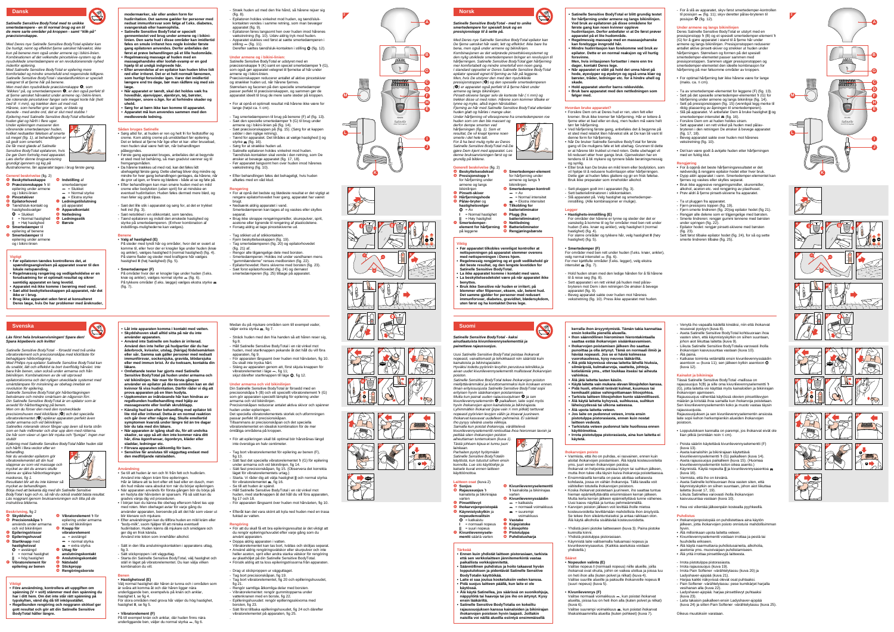## Dansk

*Satinelle Sensitive BodyTotal med to unikke smertedæmpere - en til normal brug og en til de mere sarte områder på kroppen - samt "Alle-på" præcisionskappe.*

*Med Deres nye Satinelle Sensitive BodyTotal epilator kan De hurtigt, nemt og effektivt fjerne uønsket hårvækst, ikke kun på benene men også under armene og i bikini-linien. Kombinationen af det velkendte præcisions-system og de nyudviklede smertedæmpere er en revolutionerende nyhed indenfor epilering.*

*Med Satinelle Sensitive BodyTotal er epilering mere komfortabel og mindre smertefuld end nogensinde tidligere. Satinelle Sensitive BodyTotal i standardfunktion er specielt velegnet til at fjerne hår på benene.*

*Men med den nyudviklede præcisionskappe ❻, som "klikkes" på, og smertedæmperen ❽, er den også perfekt til at fjerne uønsket hårvækst under armene og i bikini-linien. De roterende pincetskiver fanger selv meget korte hår (helt ned til ½ mm), og trækker dem ud med rod.*

*Hårene, som herefter gror ud igen, er bløde og dunede - med andre ord, det er slut med stubbe!*

*Epilering med Satinelle Sensitive BodyTotal efterlader huden glat og hårfri i flere uger.*

*Under epileringen masserer den vibrerende smertedæmper huden, hvilket reducerer følelsen af smerte så meget (fig. 1), at behandlingen er så godt som smertefri.*

*De får mest glæde af Satinelle Sensitive BodyTotal epilatoren, hvis De gør Dem fortrolig med apparatet. Læs derfor denne brugsanvisning grundigt igennem og kig på illustrationerne, før apparatet tages i brug første gang.*

### Generel beskrivelse (fig. 2)

- ❶ Beskyttelseskappe
- ❷ Præcisionskappe ⓑ til epilering under armene og i bikini-linien
- ❸ Pincetskiver
- ❹ Epilatorhoved
- ❺ Tænd/sluk-kontakt og hastighedsvælger
  - O = Slukket
  - I = Normal hastighed
  - II = Høj hastighed
- ❻ Smertedæmper til epilering af benene
- ❼ Smertedæmper til epilering under armene og i bikini-linien
- ❽ Indstilling af smertedæmper
  - – = Slukket
  - ▬ = Normal styrke
  - ▬ = Ekstra styrke
- ❾ Ledningstilslutning på apparatet
- ❿ Apparatkontakt
- ⓫ Netledning
- ⓬ Ledningsstik
- ⓭ Børste

### Vigtigt

- **Før apparatet tændes kontrolleres det, at spændingsangivelsen på apparatet svarer til den lokale netspænding.**
- **Regelmæssig rengøring og vedligeholdelse er en forudsætning for et optimalt resultat og sikrer samtidig apparatet en lang levetid.**
- **Apparatet må ikke komme i berøring med vand.**
- **Sæt altid beskyttelseskappen på apparatet, når det ikke er i brug.**
- **Brug ikke apparatet uden først at konsultere Deres læge, hvis De har problemer med åreknuder, modermærker, sår eller anden form for hudirritation. Det samme gælder for personer med nedsat immunforsvar som følge af f.eks. diabetes, svangerskab eller haemophilia.**
- **Satinelle Sensitive BodyTotal er specielt gennemtestet ved brug under armene og i bikini-linien. Den sarte hud i disse områder kan imidlertid føles en smule irriteret hos nogle kvinder første gang apparatet anvendes. Derfor anbefales det først at prøve behandlingen på et lille hudområde.**
- **Regelmæssig massage af huden med en massagehandske eller loofah-svamp er en god hjælp til at undgå indgroede hår.**
- **Efter anvendelse af en epilator kan huden blive lidt rød eller irriteret. Det er et helt normalt fænomen, som hurtigt forsvinder igen. Varer det imidlertid længere end tre dage, bør man rådføre sig med sin læge.**
- **Når apparatet er tændt, skal det holdes væk fra hovedhår, øjenvipper, øjenbryn, tøj, børster, ledninger, snore o.lign. for at forhindre skader og uheld.**
- **Sørg for at børn ikke kan komme til apparatet.**
- **Apparatet må kun anvendes sammen med den medleverede ledning.**

### Sådan bruges Satinelle

- Sørg altid for, at huden er ren og helt fri for fedtstoffer og creme. Kom aldrig creme på umiddelbart før epilering. Det er lettest at fjerne hår lige efter et kar- eller brusebad, men huden skal være helt tør, når behandlingen påbegyndes.
- Første gang apparatet bruges, anbefales det at begynde et sted med let behåring, så man gradvist vænner sig til fremgangsmåden.
- Da hårene trækkes ud med rod, kan det føles lidt ubehageligt første gang. Dette ubehag bliver dog mindre og mindre for hver gang behandlingen gentages, da hårene, når de gror ud igen, er finere og blødere - både at se og føle på.
- Efter behandlingen kan man smøre huden med en mild creme eller bodylotion (uden sprit) for at mindske en eventuel hudirritation. Huden føles dermed mere blød, og man føler sig godt tilpas.

- Sæt det lille stik i apparatet og sørg for, at det er trykket helt ind (fig. 3).
- Sæt netstikket i en stikkontakt, som tændes.
- Tænd epilatoren og indstil den ønskede hastighed og styrke på smertedæmperen. (Er/hver kombination af indstillings-mulighederne kan vælges).

### Benene

- **Valg af hastighed (E)**
  På steder med tynd hår og områder, hvor det er svært at komme til, eller hvor der er knogler lige under huden (knæ og ankler), vælges hastighed I (normal hastighed) (fig. 4). På større flader og steder med kraftigere hår vælges hastighed II (høj hastighed) (fig. 5).

- **Smertedæmper (F)**
  På områder hvor der er knogler lige under huden (f.eks. knæ og ankler), vælges normal styrke ▬ (fig. 6). På tykkere områder (f.eks. lægge) vælges ekstra styrke ▬ (fig. 7).

- Stræk huden ud med den frie hånd, så hårene rejser sig (fig. 8).
- Epilatoren holdes vinkelret mod huden, og tænd/sluk-kontakten vendes i samme retning, som man bevæger apparatet (fig. 9).
- Epilatoren føres langsomt hen over huden imod hårenes vækstretning (fig. 10). Undgå at trykke hårdt.
- Apparatet slukkes ved først at sætte smertedæmperen i stilling – (fig. 11).
  Derefter sættes tænd/sluk-kontakten i stilling O (fig. 12).

### Under armene og i bikini-linien:

Satinelle Sensitive BodyTotal er udstyret med en præcisionskappe ⓑ (K) samt en speciel smertedæmper ⓑ (G), som også gør apparatet velegnet til fjernelse af hår under armene og i bikini-linien.

Præcisionskappen reducerer antallet af aktive pincetskiver og strækker huden ud, når hårene fjernes.

Stemelen og fliconen på den specielle smertedæmper passer perfekt til præcisionskappen, og samtidig gør de apparatet ideelt til brug de mere sarte steder på kroppen.

- For at opnå et optimalt resultat må hårene ikke være for lange (højst ca. ½ cm).

- Tag smertedæmperen til brug på benene (F) af (fig. 13).
- Sæt den specielle smertedæmper ⓑ (G) til brug under armene og i bikini-linien på (fig. 14).
- Sæt præcisionskappen på (fig. 15). (Sørg for at kappen sidder i den rigtige retning).
- Tænd for apparatet. Det tilrådes at vælge hastighed II og styrke ▬ (fig. 16).
- Sørg for at strække huden ud.
- Satinelle epilatoren holdes vinkelret mod huden. Tænd/sluk-kontakten skal vende i den retning, som De ønsker at bevæge apparatet (fig. 17, 18).
- Epilatoren føres langsomt hen over huden imod hårenes vækstretning (fig. 19).

- Efter behandlingen føles det behageligt, hvis huden afkøles med en våd klud.

### Rengøring

- For at opnå det bedste og tydeligste resultat er det vigtigt at rengøre epilatorhovedet hver gang, apparatet har været brugt.
- Nedsænk aldrig apparatet i vand. Smertedæmperen kan tages af og vaskes eller skylles separat.
- Brug ikke skrappe rengøringsmidler, skurepulver, sprit, acetone eller lignende til rengøring af plastdelene.
- Forsøg aldrig at tage pincetskiverne ud.

- Tag stikket ud af stikkontakten.
- Fjern beskyttelseskappen (fig. 19).
- Tag smertedæmperen (fig. 20) og epilatorhovedet (fig. 21) af.
- Rengør alle tilgængelige dele med børsten.
- Smertedæmperen: Holdes ind under vandhanen mens "gummilamellerne" renses medbørsten (fig. 22).
- Epilatorhovedet: Rens skiverne med børsten (fig. 23).
- Sæt forst epilatorhovedet (fig. 24) og dernæst smertedæmperen (fig. 25) tilbage på apparatet.

## Norsk

*Satinelle Sensitive BodyTotal - med to unike smertedempere for spesielt bruk og en presisjonstopp til å sette på.*

*Med Deres nye Satinelle Sensitive BodyTotal epilator kan De fjerne uønsket hår raskt, lett og effektivt. Ikke bare fra bena, men også under armene og bikinilinjen. Kombinasjonen av det velprøvde pinsettskivesystemet og den nylig utviklede smertedemperen bringer en revolusjon til hårfjerningen. Satinelle Sensitive BodyTotal gjør hårfjerning mer komfortabel og mindre smertefull enn noen gang. I standard oppsettet er Denes Satinelle Sensitive BodyTotal epilator spesielt egnet til fjerning av hår på bena. Men, hvis De utstyrer den med den nyutviklede presisjonstoppen (ⓑ) og den spesielle smertedemperen (ⓑ) er apparatet også perfekt til å fjerne hårvekst under armene og bikini-linjen.*

*Pinsett-skivene fanger selv de korteste hår (½ mm) og trekker dem ut med roten. Hårene som kommer tilbake er tynne og myke, altså ingen hårstubber.*

*Fjerning av hår med Satinelle Sensitive BodyTotal etterlater huden glatt og hårløs i mange uker.*

*Under hårfjerning vil vibrasjonene fra smertedemperen roe huden som om den ble masseert og derfor dempe smerten ved hårfjerningen (fig. 1). Som et resultat blir det vil knapt kjenne noen smerte i det hele tatt.*

*For å ha best mulig nytte av Deres Satinelle Sensitive BodyTotal må De gjøre Dem kjent med apparatet. Les derfor denne bruksanvisningen først og se grundig på bildene.*

### Generell beskrivelse (fig. 2)

- ❶ Beskyttelsesdeksel
- ❷ Presisjonstopp ⓑ for hårfjerning under armene og langs bikinilinjen
- ❸ Pinsett-skiver
- ❹ Hårfjerningshode
- ❺ Påav-bryter og hastighetsvelger
  - O = Av
  - I = Normal hastighet
  - II = Høy hastighet
- ❻ Smertedemper-element for hårfjerning på legene
- ❼ Smertedemper-element for hårfjerning under armene og langs bikinilinjen
- ❽ Smertedemper-kontroll
  - – = Av
  - ▬ = Normal intensitet
  - ▬ = Ekstra intensitet
- ❾ Tilkobling for batterieliminator
- ❿ Plugg (fra batterieliminator)
- ⓫ Nettledning
- ⓬ Batterieliminator
- ⓭ Rengjøringsbørste

### Viktig

- **Før apparatet tilkobles vennligst kontroller at nettspenningen på apparatet stemmer overens med nettspenningen i Deres hjem.**
- **Regelmessig rengjøring og et godt vedlikehold gir det beste resultat, og den lengste levetiden for Satinelle Sensitive BodyTotal.**
- **La ikke apparatet komme i kontakt med vann.**
- **La beskyttelsesdekslet være på når apparatet ikke benyttes.**
- **Bruk ikke Sensitive når huden er irritert; på blemmer eller føflekker, eksem, sår, betent hud. Det samme gjelder for personer med redusert immunforsvar, diabetes, graviditet, blødersykdom, uten først og ha kontaktet Deres lege.**
- **Satinelle Sensitive BodyTotal er blitt grundig testet for hårfjerning under armene og langs bikinilinjen. Ved bruk av epilatoren på disse områdene for første gang kan noen kvinner oppleve hudirritasjon. Derfor anbefaler vi at De først prøver apparatet på et lite hudområde.**
- **Regelmessig massasje med en massasjehanske kan forebygge inngrodd hår.**
- **Minste hudirritasjon kan forekomme ved bruk av epilator. Dette er en normal reaksjon og vil hurtig forsvinne.**
  **Men, hvis irritasjonen fortsetter i mere enn tre dager, kontakt Deres lege.**
- **Apparatet er slått på hold det unna håret på hode, øyevipper og øyebryn og også unna klær og børster, tråder, ledninger etc. for å hindre uhell og skade.**
- **Hold apparatet utenfor barns rekkevidde.**
- **Bruk bare apparatet med den nettledningen som følger med.**

### Hvordan bruke apparatet?

- Forsikre Dem om at Deres hud er ren, uten fett eller kremer. Bruk ikke kremer før hårfjerning. Hår er lettere å fjerne etter et bad eller en dusj, men huden må være helt tørr før hårfjerning.
- Ved hårfjerning første gang, anbefales det å begynne på et sted med relativt liten hårvekst slik at De kan bli vant til denne form for hårfjerning.
- Når De bruker Satinelle Sensitive BodyTotal for første gang vil De muligens føle et lett ubehag. Grunnen til dette er at hårene blir trukket ut med roten. Dette ubehaget vil bli redusert etter hver gangs bruk. Gjenvekstet hår er tendens til å bli mykere og tynnere både berøringsmessig og synlig.
- Etter bruk kan De bruke en mild krem eller bodylotion, som vil hjelpe til å redusere hudirritasjon etter hårfjerningen. Dette gjør at huden føles glattere og gir en frisk følelse. Bruk ikke preparater som inneholder alkohol.

- Sett pluggen godt inn i apparatet (fig. 3).
- Sett batterieliminatoren i stikkontakten.
- Slå apparatet på. Velg hastighet og smertedemper-innstilling. (Alle kombinasjoner er mulige).

### Legger

- **Hastighets-innstilling (E)**
  For områder der hårene er tynne og steder der det er vanskelig å komme til og for områder med ben rett under huden (f.eks. knær og ankler), velg hastighet I (normal hastighet) (fig. 4).
  For større områder og tykkere hår, velg hastighet II (høy hastighet) (fig. 5).

- **Smertedemper (F)**
  For områder med ben rett under huden (f.eks. knær, ankler), velg normal intensitet ▬ (fig. 6).
  For mer kjøttfulle områder (f.eks. legger), velg ekstra intensitet ▬ (fig. 7).

- Hold huden stram med den ledige hånden for å få hårene til å reise seg (fig. 8).
- Sett apparatet i en rett vinkel på huden med på/av-bryteren mot Dem i den retningen De ønsker å bevege apparatet (fig. 9).
- Beveg apparatet sakte over huden mot hårenes vekstretning (fig. 10). Press ikke apparatet mot huden.
- For å slå av apparatet, skyv først smertedemper-kontrollen til posisjon – (fig. 11); skyv deretter på/av-bryteren til posisjon O (fig. 12).

### Under armene og langs bikinilinjen

Denes Satinelle Sensitive BodyTotal er utstyrt med en presisjonstopp ⓑ (B) og et spesielt smertedemper-element ⓑ (G) for å gjøre apparatet i stand til å fjerne hår under armene og langs bikinilinjen. Presisjonstoppen reduserer antallet av aktive pinsett-skiver og strekker ut huden under hårfjerningen. Størrelsen og formen på det spesielle smertedemper-elementet passer sammen med presisjonstoppen. Sammen utgjør presisjonstoppen og smertedemper-elementet den ideelle kombinasjon for hårfjerning på mer følsomme områder av kroppen.

- For optimal hårfjerning bør ikke hårene være for lange (maks. ca. ½ cm).

- Ta av smertedemper-elementet for leggene (F) (fig. 13).
- Sett på det spesielle smertedemper-elementet ⓑ (G) for hårfjerning under armene og langs bikinilinje (fig. 14).
- Sett på presisjonstoppen (fig. 15) (vennligst legg merke til riktig plassering av åpningen til smertedemperen).
- Slå på apparatet. Vi anbefaler Dem å bruke hastighet II og smertedemper-intensitet ▬ (fig. 16).
- Forsikre Dem om at huden holdes stram.
- Sett apparatet i en rett vinkel på huden med på/av-bryteren i den retningen De ønsker å bevege apparatet (fig. 17, 18).
- Beveg apparatet sakte over huden mot hårenes vekstretning (fig. 10).

- Det kan være godt å avkjøle huden etter hårfjerningen med en fuktig klut.

### Rengjøring

- For å oppnå det beste hårfjerningsresultatet er det nødvendig å rengjøre epilator-hodet etter hver bruk.
- Dypp aldri apparatet i vann. Smertedemper-elementet kan fjernes og vaskes eller skylles separat.
- Bruk ikke aggressive rengjøringsmidler, skuremidler, alkohol, aceton etc. ved rengjøring av plastikkdeler.
- Prøv aldri å fjerne pinsett-skivene fra apparatet.

- Ta ut pluggen fra apparatet.
- Fjern presisjons toppen (fig. 19).
- Fjern smerte limderen (fig. 20)og epilator hodet (fig. 21).
- Rengjør alle delene som er tilgjengelige med børsten.
- Smerte limderen: rengjør gummi tennene med børsten under springen (fig. 22).
- Epilator hodet: rengjør pinsett-skivene med børsten (fig. 23).
- Sett først tilbake epilator hodet (fig. 24), for så og sette smerte lindreren tilbake (fig. 25).

## Svenska

*Läs först hela bruksanvisningen! Spara den! Spara köpebevis och kvitto!*

*Satinelle Sensitive BodyTotal - försedd med två unika vibratorelement och precisionskåpa med klickfäste för behagligare hårborttagning.*

*Med Philips nya epilator Satinelle Sensitive BodyTotal kan du snabbt, lätt och effektivt ta bort överflödig hårväxt. Inte bara från benen, utan också under armarna och från bikinilinjen. Kombinationen av de väl utprovad epilatorskivorna och det nyligen utvecklade systemet med smärtdämpare för minskning av obehag innebär en revolution för epilering.*

*Satinelle Sensitive BodyTotal gör hårborttagningen bekvämare och mindre smärtsam än någonsin förr. Din Satinelle Sensitive BodyTotal är en epilator som är avsedd för hårborttagning på benen.*

*Men om du förser den med den nyutvecklade precisionskåpan med klickfäste (ⓑ) och det speciella vibratorelementet (ⓑ) epilerar apparaten perfekt även under armarna och på bikinilinjen.*

*Satinelles roterande skivor fångar upp även så korta strån som en halv millimeter och drar upp dem med rötterna. De hår som växer ut igen blir myka och "fjuniga". Ingen mer stubb!*

*Epilering med Satinelle Sensitive BodyTotal håller huden slät och hårfri i flera veckor efter en behandling.*

*När du använder epilatorn gör vibratorelementet att din hud stimuleras av som vid massage och mycket av det du annars skulle känna av själva hårborttagningen maskeras, fig. 1.*

*Resultatet blir att du inte känner så mycket av behandlingen.*

*Börja med att bekanta dig med din Satinelle Sensitive BodyTotal i lugn och ro, så blir du också snabbt bästa resultat. Läs noggrant igenom denna bruksanvisningen och titta på de instruktiva bilderna.*

### Beskrivning, fig. 2

- ❶ Skyddshuv
- ❷ Precisionskåpa ⓑ används under armarna och vid bikinilinjen
- ❸ Epileringsskivor
- ❹ Epileringshuvud
- ❺ Startknapp med hastighetsval
  - O = avstängd
  - I = normal hastighet
  - II = hög hastighet
- ❻ Vibratorelement för epilering av benen
- ❼ Vibratorelement ⓑ för epilering under armarna och vid bikinilinjen
- ❽ Knapp för vibratorelement
  - – = avstängd
  - ▬ = normal styrka
  - ▬ = extra styrka
- ❾ Uttag för anslutningskontakt
- ❿ Anslutningskontakt
- ⓫ Nätsladd
- ⓬ Stickpropp
- ⓭ Rengöringsborste

### Viktigt

- **Före användning, kontrollera att uppgiften om spänning (V = volt) stämmer med den spänning du har i ditt hem. Om det inte står rätt spänning på typskylten, vänd dig då till inköpsstället.**
- **Regelbunden rengöring och noggrann skötsel ger gott resultat och gör att din Satinelle Sensitive BodyTotal håller längre.**
- **Låt inte apparaten komma i kontakt med vatten.**
- **Skyddshuven skall alltid sitta på när du inte använder apparaten.**
- **Använd inte Satinelle om huden är irriterad. Använd den inte heller på hudpartier där du har åderbrock, kvissilor, utslag, (häriga) födelsemärken eller sår. Samma sak gäller personer med nedsatt immunförsvar, sockersjuka, gravida, blödarsjuka eller med immun brist. Är du tveksam, kontakta din läkare.**
- **Omfattande tester har gjorts med Satinelle Sensitive BodyTotal på huden under armarna och vid bikinilinjen. När man för första gången använder en epilator på dessa områden kan en del kvinnor få viss hudirritation. Därför råder vi dig att prova apparaten på en liten hudyta.**
- **Uppkomsten av inåtväxande hår kan hindras av regelbunden hudbehandling med hjälp av massagevante eller luofah skrubbkajpa.**
- **Känslig hud kan efter behandling med epilator bli lite röd eller irriterad. Detta är en normal reaktion och går över efter någon dag. Skulle emellertid symptomen kvarstå under längre tid än tre dagar bör du tala med din läkare.**
- **När du har apparaten är igång skall du, för att undvika skador, se upp så att den inte kommer nära ditt hår, dina ögonfransar, ögonbryn, kläder eller sladdar, ledningar etc.**
- **Förvara apparaten oåtkomlig för barn.**
- **Sensitive får anslutas till väggurtag endast med den medföljande nätsladden.**

### Användning

- Se till att huden är ren och fri från fett och hudkräm. Använd inte någon kräm före epileringen. Hår är lättare att ta bort efter ett bad eller en dusch, men din hud måste vara absolut torr när du börjar epileringen.
- När apparaten används för första gången bör du börja på en hudyta där hårväxten är sparsam. På så sätt kan du gradvis vänja dig vid proceduren.
- I början kan du känna lite obehag eftersom håret tas upp med roten. Men obehaget avtar för varje gång du använder apparaten, beroende på att det hår som växer ut blir tunnare och mjukare.
- Efter användningen kan du tillföra huden en mild kräm eller "body-milk", som hjälper till att minska eventuell hudirritation. Huden känns då mjukare och smidigare och ger dig en frisk känsla.
  Använd inte lotion som innehåller alkohol.

- Sätt in den lilla anslutningskontakten i apparatens uttag, fig 3.
- Sätt stickproppen i ett vägguttag.
- Starta din Satinelle Sensitive BodyTotal, välj hastighet och ställ in läget på vibratorelementet. Du kan välja vilken kombination du vill.

### Benen

- **Hastighetsval (E)**
  Välj normal hastighet där håren är tunna och i områden som är svåra att komma åt och där hären ligger nära underliggande ben, exempelvis på knän och anklar, hastighet I, se fig 4.
  För stora områden med grova hår väljer du hög hastighet, hastighet II, se fig 5.

- **Vibratorelement (F)**
  På till exempel knän och anklar, där huden finns nära underliggande ben, väljer du normal styrka ▬, fig 6.
  Medan du på mjukare områden som till exempel vader, väljer extra styrka ▬, fig 7.

- Sträck huden med den fria handen så att håren reser sig, fig 8.
- Håll Satinelle Sensitive BodyTotal i en rät vinkel mot huden, med startknappen pekande åt det håll du vill föra apparaten, fig 9.
- För apparaten långsamt över huden mot hårväxten, fig 10. Du skall inte trycka hårt.
- Stäng av apparaten genom att, först skjuta knappen för vibratorelementet i läge –, fig 11;
  skjut därefter startknappen till läge O, fig 12.

### Under armarna och vid bikinilinjen

Din Satinelle Sensitive BodyTotal är försedd med en precisionskåpa ⓑ (B) och ett speciellt vibratorelement ⓑ (G) som gör apparaten särskilt lämplig för epilering under armarna och vid bikinilinjen.

Precisionskåpan reducerar antalet aktiva skivor och spänner huden under epileringen.

Det speciella vibratorelementets storlek och utformningen passar perfekt till precisionskåpan.

Tillsammans är precisionskåpan och det speciella vibratorelementet en idealisk kombination för de mer ömtåliga områdena på kroppen.

- För att epileringen skall bli optimal bör hårstrånas längd inte överstiga en halv centimeter.

- Tag bort vibratorelementet för epilering av benen (F), fig 13.
- Sätt fast det speciella vibratorelementet ⓑ (G) för epilering under armarna och vid bikinilinjen, fig 14.
- Sätt fast precisionskåpan, fig 15. (Observera det korrekta läget för vibratorelementets urtag.)
- Starta. Vi råder dig att välja hastighet II och normal styrka för vibratorelementet ▬, fig 16.
- Se till att huden är spänd.
- Håll Satinelle Sensitive BodyTotal i en rät vinkel mot huden, med startknappen pekande åt det håll du vill föra apparaten, fig 17 och 18.
- För apparaten långsamt över huden mot hårväxten, fig 10.

- Efteråt kan det vara skönt att kyla ned huden med en trasa fuktad av vatten.

### Rengöring

- För att du skall få ett bra epileringsresultat är det viktigt att du rengör epileringshuvudet efter varje gång som du använt apparaten.
- Doppa aldrig apparaten i vatten.
  Vibratorelementet kan tas bort, tvättas och sköljas separat.
- Använd aldrig rengöringsvätskor eller skurpulver och inte heller aceton, sprit eller andra starka vätskor för rengöring av plastdelar på din Satinelle.
- Försök aldrig att ta loss epileringsstrosorna från apparaten.

- Drag ut stickproppen ur vägguttaget.
- Tag bort precisionskåpan, fig 19.
- Tag bort vibratorelementet, fig 20 och epileringshuvudet, fig 21.
- Rengör samtliga åtkomliga delar med borsten.
- Vibratorelementet: rengör gummipiparna under vattenkranen med en borste, fig 22.
- Epileringshuvudet: rengör epileringsskivorna med borsten, fig 23.
- Sätt först tillbaka epileringshuvudet, fig 24 och därefter vibratorelementet på apparaten, fig 25.

## Suomi

*Satinelle Sensitive BodyTotal - kaksi ainutlaatuista kivunlievennyselementtiä ja painettava rajausosuus.*

*Uusi Satinelle Sensitive BodyTotal poistaa ihokarvat nopeasti, vaivattomasti ja tehokkaasti niin sääristä kuin kainaloista ja bikinirajoistakin.*

*Hyväksi todettu pyörivän levyihin perustuva tekniikka ja aivan uudet kivunlievennyselementit mullistavat ihokarvojen poiston.*

*Satinelle Sensitive BodyTotal tekee ihokarvojen poiston miellyttävämmäksi ja kivuttomammaksi kuin koskaan ennen. Ilman erityisosuusta Satinelle Sensitive BodyTotal sopii erityisen hyvin sääriskarvojen poistamiseen.*

*Mutta kun painat uuden rajausosuuden ⓑ ja sen kivunlievennyselementin ⓑ paikalleen, laite sopii myös hyvin ihokarvojen ajoon kainaloista ja bikinirajoista. Lyhimmätkin ihokarvat (jopa vain ½ mm pitkät) tarttuvat nopeasti pyörivien levyjen väliin ja irtoavat juurineen. Ihokarvat kasvavat uudelleen pehmeinä. Ei sänkeä! Iho pysyy sileänä useita viikkoja.*

*Samalla kun poistat ihokarvoja, värähtelevä kivunlievennyselementti rentouttaa ihoa hieronnan tavoin ja peittää siten ihokarvojen poiston aiheuttamaan tuntemuksen (kuva 1).*

*Tästä johtuen kipua ei tunnu juuri lainkaan.*

*Parhaiten pystyt hyödymään Satinelle Sensitive BodyTotalin käyttöstä, kun tutustut siihen ensin kunnolla. Lue siis käyttöohje ja katsele kuvat ennen laitteen käyttöönottoa.*

### Laitteen osat (kuva 2)

- ❶ Suojus
- ❷ Rajausosuus ⓑ kainaloista ja bikinirajaa varten
- ❸ Pinsettilevyt
- ❹ Ihokarvojenpoistopää
- ❺ Käynnistyskytkin ja nopeudenvalitsin
  - O = kiinni
  - I = normaali nopeus
  - II = suuri nopeus
- ❻ Kivunlievennyselementti sääriä varten
- ❼ Kivunlievennyselementti ⓑ kainaloita ja bikinirajaa varten
- ❽ Kivunlievennyssäädin
  - – = kiinni
  - ▬ = normaali voimakkuus
  - ▬ = suurempi voimakkuus
- ❾ Vastake
- ❿ Kojepistoke
- ⓫ Liitosjohto
- ⓬ Pistotulppa
- ⓭ Puhdistusharja

### Tärkeää

- **Ennen kuin yhdistät laitteen pistorasiaan, tarkista, että sen verkkojännitteen jännitemerkintä vastaa paikallista verkkojännitettä.**
- **Säännöllinen puhdistus ja hoito takaavat hyvän lopputuloksen ja pidentävät Satinelle Sensitive BodyTotalin käyttöikää.**
- **Laite ei saa joutua kosketuksiin veden kanssa.**
- **Pidä suojus laitteen päällä, kun laite ei ole käytössä.**
- **Älä käytä Satinellea, jos säärissä on suonikohjuja, näppylöitä tai haavoja tai jos iho on ärtynyt. Kysy ensin lääkäriltä.**
- **Satinelle Sensitive BodyTotala on kokeiltu rajausosuuksen kanssa kainaloiden ja bikinirajan ihokarvojen poistoon hyvin laajasti. Joillakin naisilla voi näillä alueilla esiintyä ensimmäisellä kerralla ihon ärsyyntymistä. Tämän takia kannattaa ensin kokeilla pienellä alueella.**
- **Ihon säännöllinen hieronminen hieronskintaalla saattaa estää ihokarvojen sisäänkasvamisen.**
- **Ihokarvojen poistamisen jälkeen iho saattaa punoittaa ja olla ärtynyt. Tämä on normaali ilmiö ja häviää nopeasti. Jos se ei häviä kolmessa vuorokaudessa, kysy neuvoa lääkäriltä.**
- **Älä pidä käynnissä olevaa laitetta lähellä hiuksia, silmäripsiä, kulmakarvoja, vaatteita, johtoja, kotieläimiä yms., ettei huolkaa itseäsi tai aiheuta vahinkoa.**
- **Älä jätä laitetta lasten käsiin.**
- **Käytä laitetta vain mukana olevan liitosjohdon kanssa.**
- **Pidä huoli, ettväät terävät kulmat, kuumuus tai kemikaalit pääse vahingoittamaan liitosjohtoa.**
- **Tarkista laitteen liitosjohdon kunto säännöllisesti.**
- **Älä käytä laitetta kylvyssä, suihkussa, suihkun läheisyydessä tai altona seesesa.**
- **Älä upota laitetta veteen.**
- **Jos laite on pudonnut veteen, irrota ensin pistotulppa pistorasiasta, ennen kuin nostat laitteen vedestä.**
- **Tarkistuta veteen pudonnut laite huollossa ennen käyttöönottoa.**
- **Irrota pistotulppa pistorasiasta, aina kun laitetta ei käytetä.**

### Ihokarvojen poisto

- Varmista, että iho on puhdas, ei rasvainen, ennen kuin aloitat ihokarvojen poistamisen. Älä käytä kosteusvoiteita yms. juuri ennen ihokarvojen poistoa.
  Ihokarvat on helpointa poistaa kylvyn tai suihkun jälkeen, mutta ihon tulee olla täysin kuiva ihokarvoja poistettaessa.
- Ensimmäisellä kerralla on paras aloittaa sellaisesta kohdasta, jossa on vähän ihokarvoja. Tällä tavalla voit vähitellen totutella ihokarvojen poistoon.
- Koska ihokarvat poistetaan juurineen, ihe saattaa tuntua hieman epämiellyttävältä ensimmäisen kerran jälkeen. Mutta kerta kerralta jälkeen epämiellyttävä tunne vähenee. Uusi kasvu näyttää ja tuntuu pehmeämmältä.
- Karvojen poiston jälkeen voit levittää iholle mietoa kosteusvoidetta levittämään mahdollista ihon ärsytystä. Se tekee ihon sileäntuntuiseksi ja antaa raikkaan olon. Älä käytä alkoholia sisältävää kosteusvoidetta.

- Yhdistä pieni pistoke laitteeseen (kuva 3). Paina pistoke kunnolla kiinni.
- Yhdistä pistotulppa pistorasiaan.
- Käynnistä laite valitsemalla haluamasi nopeus ja kivunlievennysasetus. (Kaikkia asetuksia voidaan yhdistellä.)

### Sääret

- **Nopeuden valinta (E)**
  Valitse nopeus I (normaali nopeus) niille alueille, joilla ihokarvat ovat ohuita, joihin on vaikea ulottua ja joissa luu on heti ihon alla (kuten polvet ja nilkat) (kuva 4).
  Valitse suurille alueille ja paksuille ihokarvoille nopeus II (suuri nopeus) (kuva 5).

- **Kivunlievennys (F)**
  Valitse normaali voimakkuus ▬, kun poistat ihokarvat alueilla, joissa luu on heti ihon alla (kuten polvet ja nilkat) (kuva 6).
  Valitse suurempi voimakkuus ▬, kun poistat ihokarvat lihaksikkaammilta alueilta (kuten pohkeet) (kuva 7).

- Venytä iho vapaalla kädellä kireäksi, niin että ihokarvat nousevat pystyyn (kuva 8).
- Aseta Satinelle Sensitive BodyTotal kohtisuoraan ihoa vasten siten, että käynnistyskytkin on sillein suuntaan, johon aiot liikuttaa laitetta (kuva 9).
- Liikuta Satinelle Sensitive BodyTotala varovasti ihoilla ihokarvojen kasvusuuntaa vastaan (kuva 10).
- Älä paina.
- Katkaise toiminta vetämällä ensin kivunlievennyssäädin asentoon – (kuva 11); sen jälkeen kytkin asentoon O (kuva 12).

### Kainalot ja bikiniraja

Tässä Satinelle Sensitive BodyTotal -mallissa on rajausosuus ⓑ (B) ja sille oma kivunlievennyselementti ⓑ (G), jotta laitetta voi käyttää myös kainaloiden ja bikinirajan ihokarvojen poistamiseen.

Rajausosuus vähentää käytössä olevien pinsettilevyjen määrän ja kiristää ihoa samalla kun ihokarvoja poistetaan. Sen kivunlievennyselementin koko ja muoto vastaa täysin rajausosuutta.

Rajausosuudesta ja sen kivunlievennyselementin ansiosta laite sopii kehon herkempienkin alueiden ihokarvojen poistoon.

- Lopputuloksen kannalta on parempi, jos ihokarvat eivät ole liian pitkiä (enintään noin ½ cm).

- Poista säärien kivunlievennyselementti (F) (kuva 13).
- Aseta kainaloiden ja bikinirajaan käytettävä kivunlievennyselementti ⓑ (G) paikalleen (kuva 14).
- Aseta rajausosuus paikalleen (kuva 15). (Huomaa kivunlievennyselementin kolon oikea asento.)
- Käynnistä. Käytä nopeutta II ja kivunlievennysasentoa ▬ (kuva 16).
- Varmista, että iho on kireänä.
- Aseta Satinelle kohtisuoraan ihoa vasten siten, että käynnistyskytkin on siihen suuntaan, johon aiot liikuttaa laitetta (kuvat 17, 19).
- Liikuta Satinellea varovasti ihoilla ihokarvojen kasvusuuntaa vastaan (kuva 10).

- Ihoa voi viilentää jälkeenpäin kostealla pyyhkeellä.

### Puhdistus

- Ihokarvojenpoistopää on puhdistettava aina käytön jälkeen, jotta ihokarvojen poisto onnistuisi mahdollisimman hyvin.
- Älä milloinkaan upota laitetta veteen.
- Kivunlievennyselementti voidaan irrottaa ja pestä tai huuhdella erikseen.
- Älä käytä naarmuttavia puhdistusaineita, alkoholia, asetonia yms. muoviosiojen puhdistamiseen.
- Älä yritä irrottaa pinsettilevyjä laitteesta.

- Irrota pistotulppa pistorasiasta.
- Irrota rajausosuus (kuva 19).
- Irrota Pain Softener -värähtelytassu (kuva 20) ja Ladyshaver-ajopää (kuva 21).
- Harjaa kaikki näkyvissä olevat osat puhtaaksi.
- Pain Softener -värähtelytassu: pese kumikärjet harjalla vesihanan alla (kuva 22).
- Ladyshaver-ajopää: harjaa pinsettilevyt puhtaaksi (kuva 23).
- Laita takaisin paikalleen ensin Ladyshaver-ajopää (kuva 24) ja sitten Pain Softener -värähtelytassu (kuva 25).

Oikeus muutoksiin varataan.